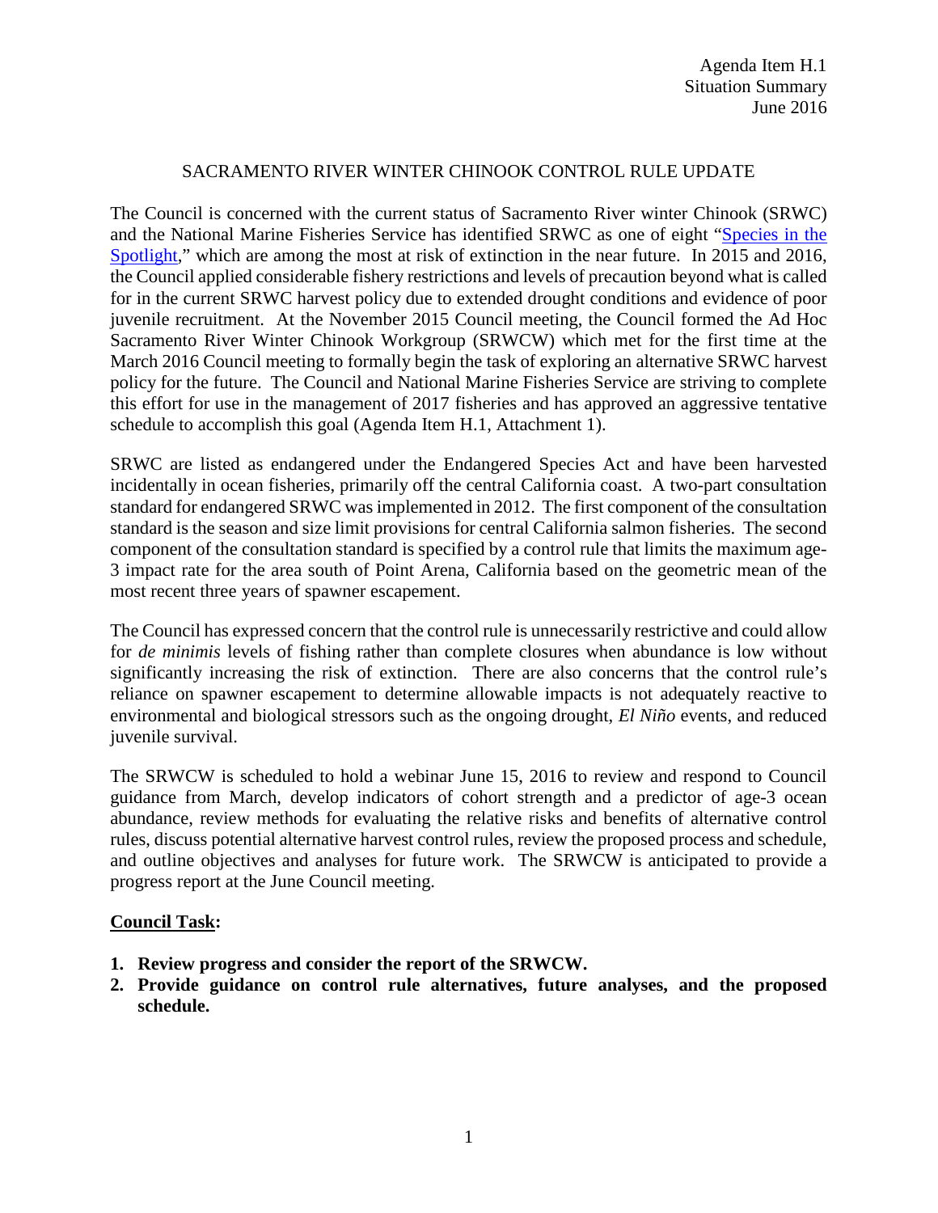Agenda Item H.1
Situation Summary
June 2016

# SACRAMENTO RIVER WINTER CHINOOK CONTROL RULE UPDATE

The Council is concerned with the current status of Sacramento River winter Chinook (SRWC) and the National Marine Fisheries Service has identified SRWC as one of eight "[Species in the Spotlight](Species in the Spotlight)," which are among the most at risk of extinction in the near future. In 2015 and 2016, the Council applied considerable fishery restrictions and levels of precaution beyond what is called for in the current SRWC harvest policy due to extended drought conditions and evidence of poor juvenile recruitment. At the November 2015 Council meeting, the Council formed the Ad Hoc Sacramento River Winter Chinook Workgroup (SRWCW) which met for the first time at the March 2016 Council meeting to formally begin the task of exploring an alternative SRWC harvest policy for the future. The Council and National Marine Fisheries Service are striving to complete this effort for use in the management of 2017 fisheries and has approved an aggressive tentative schedule to accomplish this goal (Agenda Item H.1, Attachment 1).

SRWC are listed as endangered under the Endangered Species Act and have been harvested incidentally in ocean fisheries, primarily off the central California coast. A two-part consultation standard for endangered SRWC was implemented in 2012. The first component of the consultation standard is the season and size limit provisions for central California salmon fisheries. The second component of the consultation standard is specified by a control rule that limits the maximum age-3 impact rate for the area south of Point Arena, California based on the geometric mean of the most recent three years of spawner escapement.

The Council has expressed concern that the control rule is unnecessarily restrictive and could allow for *de minimis* levels of fishing rather than complete closures when abundance is low without significantly increasing the risk of extinction. There are also concerns that the control rule's reliance on spawner escapement to determine allowable impacts is not adequately reactive to environmental and biological stressors such as the ongoing drought, *El Niño* events, and reduced juvenile survival.

The SRWCW is scheduled to hold a webinar June 15, 2016 to review and respond to Council guidance from March, develop indicators of cohort strength and a predictor of age-3 ocean abundance, review methods for evaluating the relative risks and benefits of alternative control rules, discuss potential alternative harvest control rules, review the proposed process and schedule, and outline objectives and analyses for future work. The SRWCW is anticipated to provide a progress report at the June Council meeting.

**Council Task:**

1. **Review progress and consider the report of the SRWCW.**
2. **Provide guidance on control rule alternatives, future analyses, and the proposed schedule.**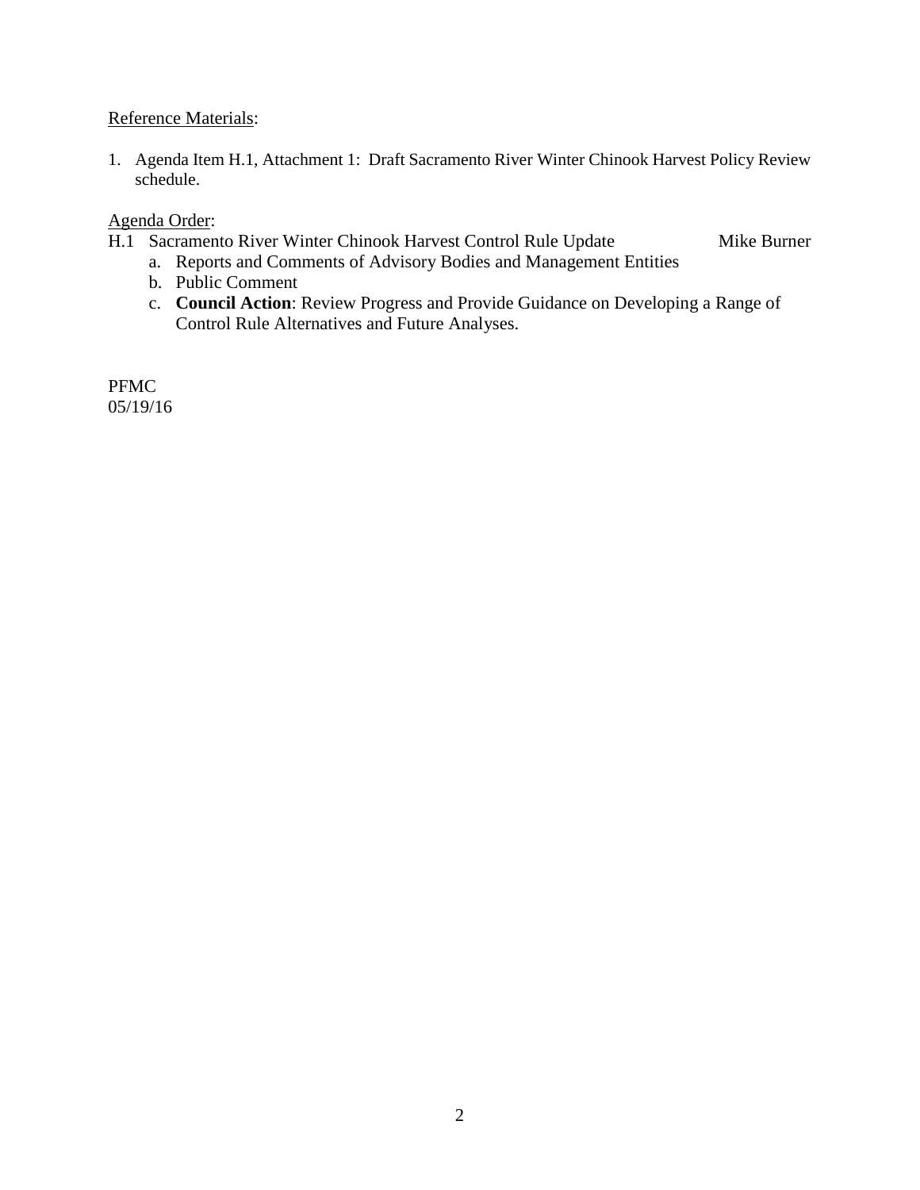Reference Materials:

1. Agenda Item H.1, Attachment 1: Draft Sacramento River Winter Chinook Harvest Policy Review schedule.

Agenda Order:

H.1 Sacramento River Winter Chinook Harvest Control Rule Update — Mike Burner

a. Reports and Comments of Advisory Bodies and Management Entities
b. Public Comment
c. **Council Action**: Review Progress and Provide Guidance on Developing a Range of Control Rule Alternatives and Future Analyses.

PFMC
05/19/16